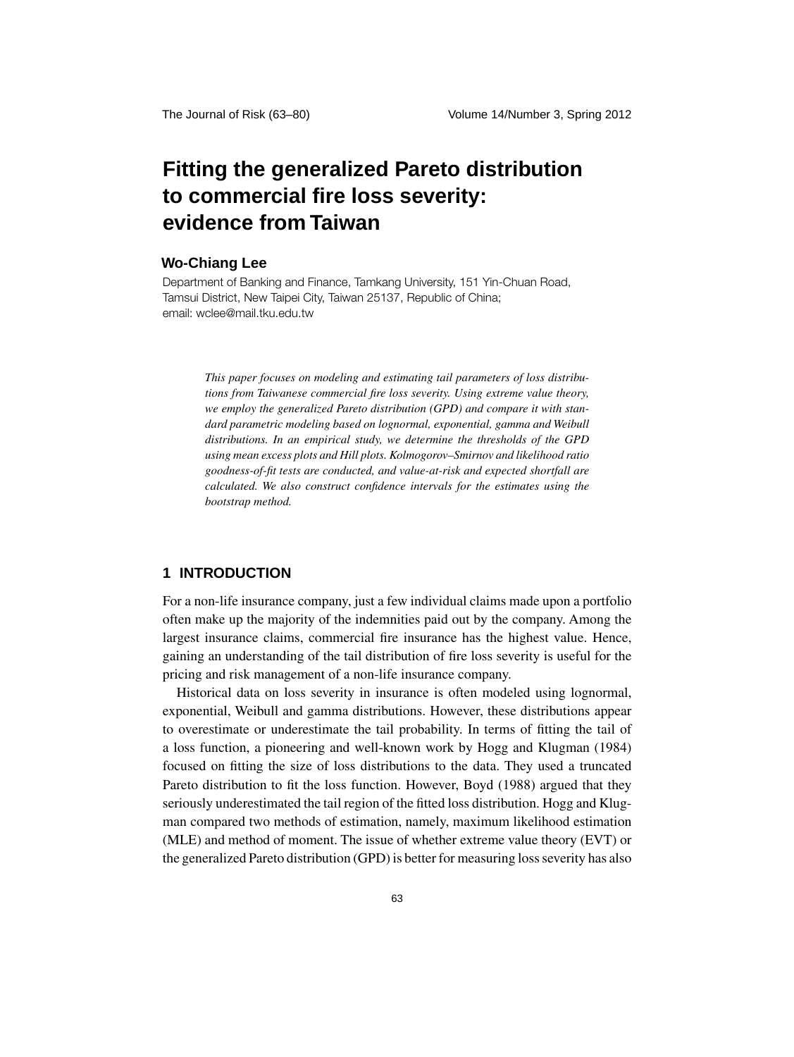# Fitting the generalized Pareto distribution to commercial fire loss severity: evidence from Taiwan

**Wo-Chiang Lee**

Department of Banking and Finance, Tamkang University, 151 Yin-Chuan Road, Tamsui District, New Taipei City, Taiwan 25137, Republic of China; email: wclee@mail.tku.edu.tw

*This paper focuses on modeling and estimating tail parameters of loss distributions from Taiwanese commercial fire loss severity. Using extreme value theory, we employ the generalized Pareto distribution (GPD) and compare it with standard parametric modeling based on lognormal, exponential, gamma and Weibull distributions. In an empirical study, we determine the thresholds of the GPD using mean excess plots and Hill plots. Kolmogorov–Smirnov and likelihood ratio goodness-of-fit tests are conducted, and value-at-risk and expected shortfall are calculated. We also construct confidence intervals for the estimates using the bootstrap method.*

## 1 INTRODUCTION

For a non-life insurance company, just a few individual claims made upon a portfolio often make up the majority of the indemnities paid out by the company. Among the largest insurance claims, commercial fire insurance has the highest value. Hence, gaining an understanding of the tail distribution of fire loss severity is useful for the pricing and risk management of a non-life insurance company.

Historical data on loss severity in insurance is often modeled using lognormal, exponential, Weibull and gamma distributions. However, these distributions appear to overestimate or underestimate the tail probability. In terms of fitting the tail of a loss function, a pioneering and well-known work by Hogg and Klugman (1984) focused on fitting the size of loss distributions to the data. They used a truncated Pareto distribution to fit the loss function. However, Boyd (1988) argued that they seriously underestimated the tail region of the fitted loss distribution. Hogg and Klugman compared two methods of estimation, namely, maximum likelihood estimation (MLE) and method of moment. The issue of whether extreme value theory (EVT) or the generalized Pareto distribution (GPD) is better for measuring loss severity has also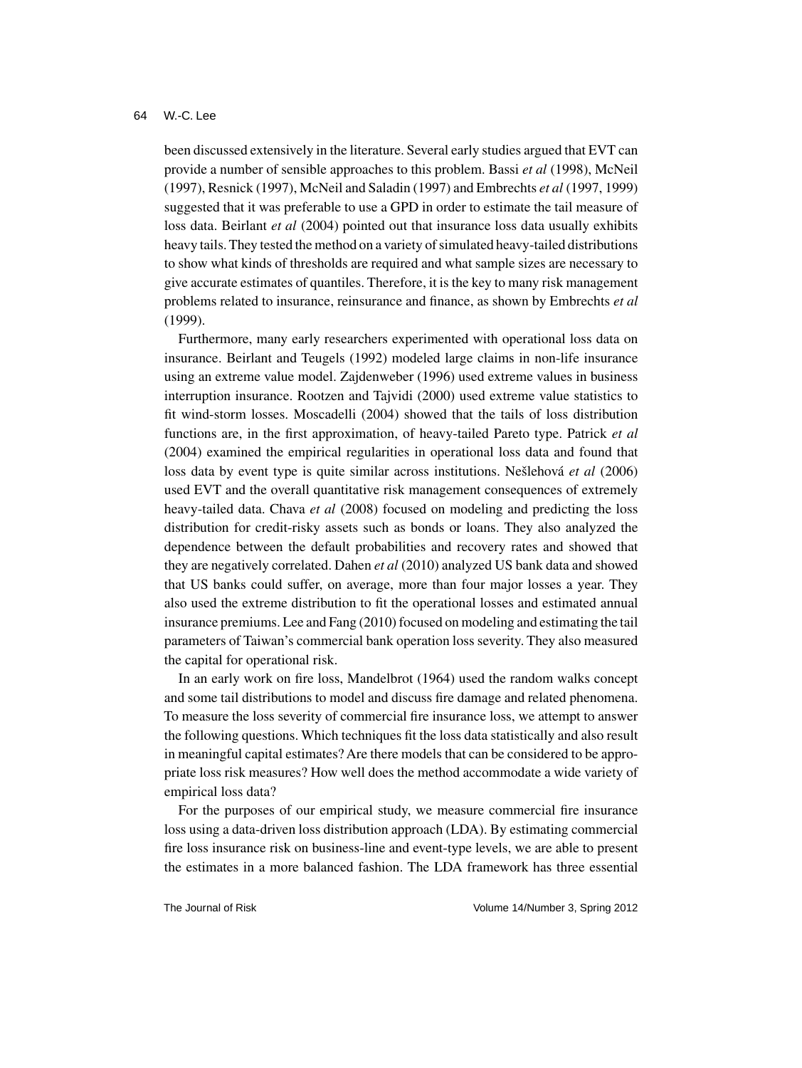been discussed extensively in the literature. Several early studies argued that EVT can provide a number of sensible approaches to this problem. Bassi *et al* (1998), McNeil (1997), Resnick (1997), McNeil and Saladin (1997) and Embrechts *et al* (1997, 1999) suggested that it was preferable to use a GPD in order to estimate the tail measure of loss data. Beirlant *et al* (2004) pointed out that insurance loss data usually exhibits heavy tails. They tested the method on a variety of simulated heavy-tailed distributions to show what kinds of thresholds are required and what sample sizes are necessary to give accurate estimates of quantiles. Therefore, it is the key to many risk management problems related to insurance, reinsurance and finance, as shown by Embrechts *et al* (1999).

Furthermore, many early researchers experimented with operational loss data on insurance. Beirlant and Teugels (1992) modeled large claims in non-life insurance using an extreme value model. Zajdenweber (1996) used extreme values in business interruption insurance. Rootzen and Tajvidi (2000) used extreme value statistics to fit wind-storm losses. Moscadelli (2004) showed that the tails of loss distribution functions are, in the first approximation, of heavy-tailed Pareto type. Patrick *et al* (2004) examined the empirical regularities in operational loss data and found that loss data by event type is quite similar across institutions. Nešlehová *et al* (2006) used EVT and the overall quantitative risk management consequences of extremely heavy-tailed data. Chava *et al* (2008) focused on modeling and predicting the loss distribution for credit-risky assets such as bonds or loans. They also analyzed the dependence between the default probabilities and recovery rates and showed that they are negatively correlated. Dahen *et al* (2010) analyzed US bank data and showed that US banks could suffer, on average, more than four major losses a year. They also used the extreme distribution to fit the operational losses and estimated annual insurance premiums. Lee and Fang (2010) focused on modeling and estimating the tail parameters of Taiwan's commercial bank operation loss severity. They also measured the capital for operational risk.

In an early work on fire loss, Mandelbrot (1964) used the random walks concept and some tail distributions to model and discuss fire damage and related phenomena. To measure the loss severity of commercial fire insurance loss, we attempt to answer the following questions. Which techniques fit the loss data statistically and also result in meaningful capital estimates? Are there models that can be considered to be appropriate loss risk measures? How well does the method accommodate a wide variety of empirical loss data?

For the purposes of our empirical study, we measure commercial fire insurance loss using a data-driven loss distribution approach (LDA). By estimating commercial fire loss insurance risk on business-line and event-type levels, we are able to present the estimates in a more balanced fashion. The LDA framework has three essential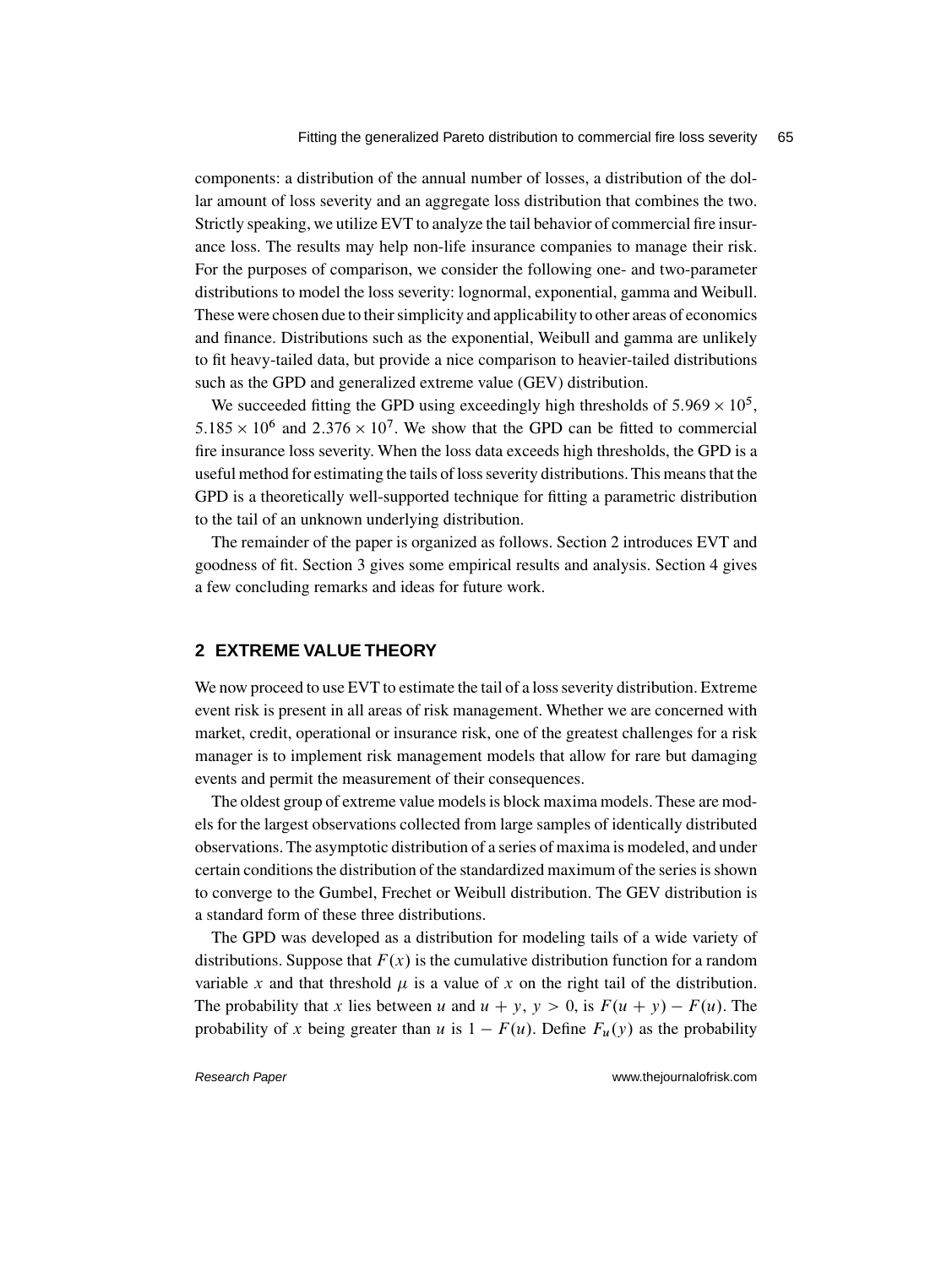components: a distribution of the annual number of losses, a distribution of the dollar amount of loss severity and an aggregate loss distribution that combines the two. Strictly speaking, we utilize EVT to analyze the tail behavior of commercial fire insurance loss. The results may help non-life insurance companies to manage their risk. For the purposes of comparison, we consider the following one- and two-parameter distributions to model the loss severity: lognormal, exponential, gamma and Weibull. These were chosen due to their simplicity and applicability to other areas of economics and finance. Distributions such as the exponential, Weibull and gamma are unlikely to fit heavy-tailed data, but provide a nice comparison to heavier-tailed distributions such as the GPD and generalized extreme value (GEV) distribution.

We succeeded fitting the GPD using exceedingly high thresholds of $5.969 \times 10^5$, $5.185 \times 10^6$ and $2.376 \times 10^7$. We show that the GPD can be fitted to commercial fire insurance loss severity. When the loss data exceeds high thresholds, the GPD is a useful method for estimating the tails of loss severity distributions. This means that the GPD is a theoretically well-supported technique for fitting a parametric distribution to the tail of an unknown underlying distribution.

The remainder of the paper is organized as follows. Section 2 introduces EVT and goodness of fit. Section 3 gives some empirical results and analysis. Section 4 gives a few concluding remarks and ideas for future work.

## 2 EXTREME VALUE THEORY

We now proceed to use EVT to estimate the tail of a loss severity distribution. Extreme event risk is present in all areas of risk management. Whether we are concerned with market, credit, operational or insurance risk, one of the greatest challenges for a risk manager is to implement risk management models that allow for rare but damaging events and permit the measurement of their consequences.

The oldest group of extreme value models is block maxima models. These are models for the largest observations collected from large samples of identically distributed observations. The asymptotic distribution of a series of maxima is modeled, and under certain conditions the distribution of the standardized maximum of the series is shown to converge to the Gumbel, Frechet or Weibull distribution. The GEV distribution is a standard form of these three distributions.

The GPD was developed as a distribution for modeling tails of a wide variety of distributions. Suppose that $F(x)$ is the cumulative distribution function for a random variable $x$ and that threshold $\mu$ is a value of $x$ on the right tail of the distribution. The probability that $x$ lies between $u$ and $u + y$, $y > 0$, is $F(u + y) - F(u)$. The probability of $x$ being greater than $u$ is $1 - F(u)$. Define $F_u(y)$ as the probability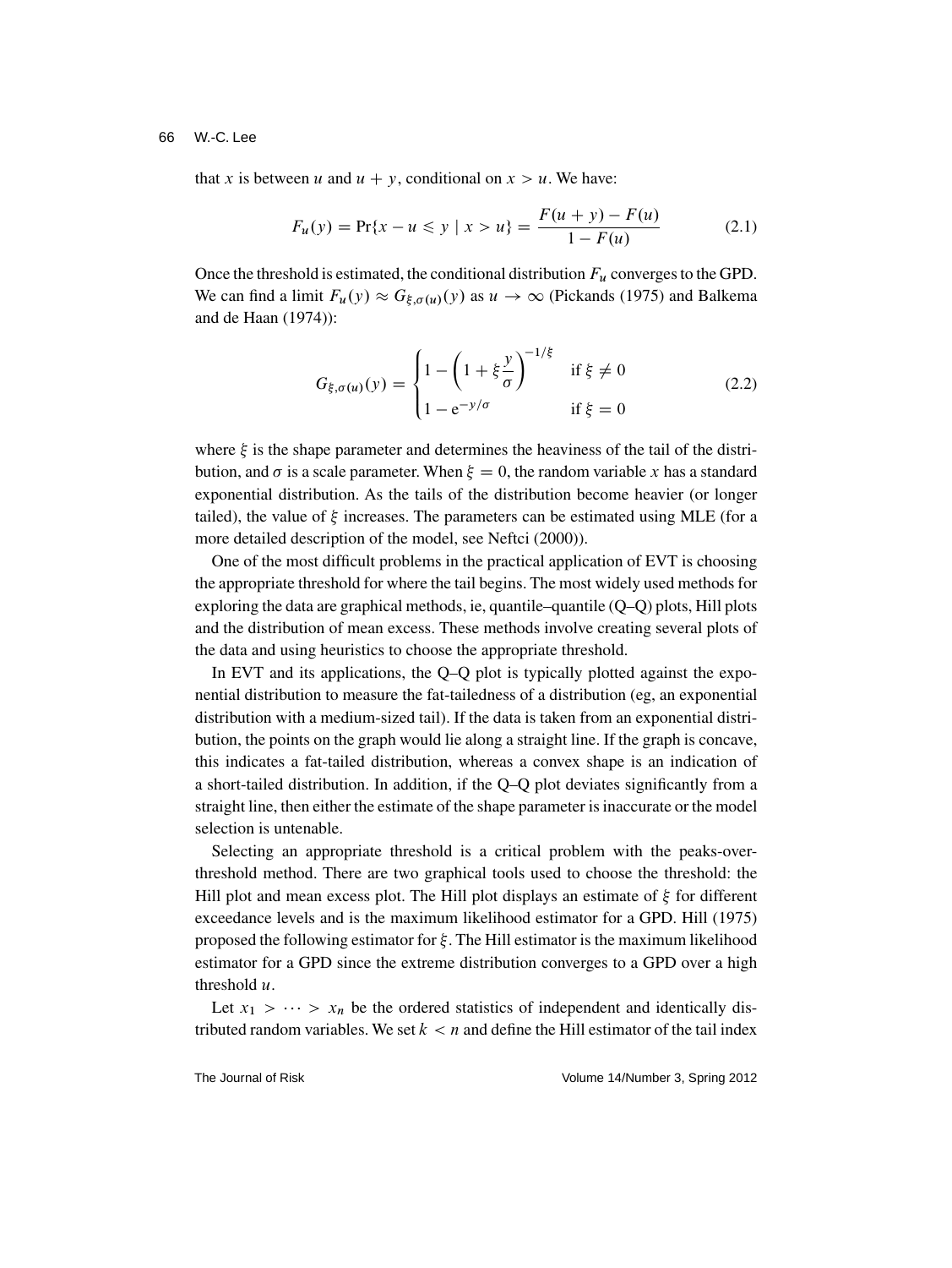that $x$ is between $u$ and $u + y$, conditional on $x > u$. We have:

$$F_u(y) = \Pr\{x - u \leqslant y \mid x > u\} = \frac{F(u + y) - F(u)}{1 - F(u)} \tag{2.1}$$

Once the threshold is estimated, the conditional distribution $F_u$ converges to the GPD. We can find a limit $F_u(y) \approx G_{\xi,\sigma(u)}(y)$ as $u \to \infty$ (Pickands (1975) and Balkema and de Haan (1974)):

$$G_{\xi,\sigma(u)}(y) = \begin{cases} 1 - \left(1 + \xi \dfrac{y}{\sigma}\right)^{-1/\xi} & \text{if } \xi \neq 0 \\ 1 - \mathrm{e}^{-y/\sigma} & \text{if } \xi = 0 \end{cases} \tag{2.2}$$

where $\xi$ is the shape parameter and determines the heaviness of the tail of the distribution, and $\sigma$ is a scale parameter. When $\xi = 0$, the random variable $x$ has a standard exponential distribution. As the tails of the distribution become heavier (or longer tailed), the value of $\xi$ increases. The parameters can be estimated using MLE (for a more detailed description of the model, see Neftci (2000)).

One of the most difficult problems in the practical application of EVT is choosing the appropriate threshold for where the tail begins. The most widely used methods for exploring the data are graphical methods, ie, quantile–quantile (Q–Q) plots, Hill plots and the distribution of mean excess. These methods involve creating several plots of the data and using heuristics to choose the appropriate threshold.

In EVT and its applications, the Q–Q plot is typically plotted against the exponential distribution to measure the fat-tailedness of a distribution (eg, an exponential distribution with a medium-sized tail). If the data is taken from an exponential distribution, the points on the graph would lie along a straight line. If the graph is concave, this indicates a fat-tailed distribution, whereas a convex shape is an indication of a short-tailed distribution. In addition, if the Q–Q plot deviates significantly from a straight line, then either the estimate of the shape parameter is inaccurate or the model selection is untenable.

Selecting an appropriate threshold is a critical problem with the peaks-over-threshold method. There are two graphical tools used to choose the threshold: the Hill plot and mean excess plot. The Hill plot displays an estimate of $\xi$ for different exceedance levels and is the maximum likelihood estimator for a GPD. Hill (1975) proposed the following estimator for $\xi$. The Hill estimator is the maximum likelihood estimator for a GPD since the extreme distribution converges to a GPD over a high threshold $u$.

Let $x_1 > \cdots > x_n$ be the ordered statistics of independent and identically distributed random variables. We set $k < n$ and define the Hill estimator of the tail index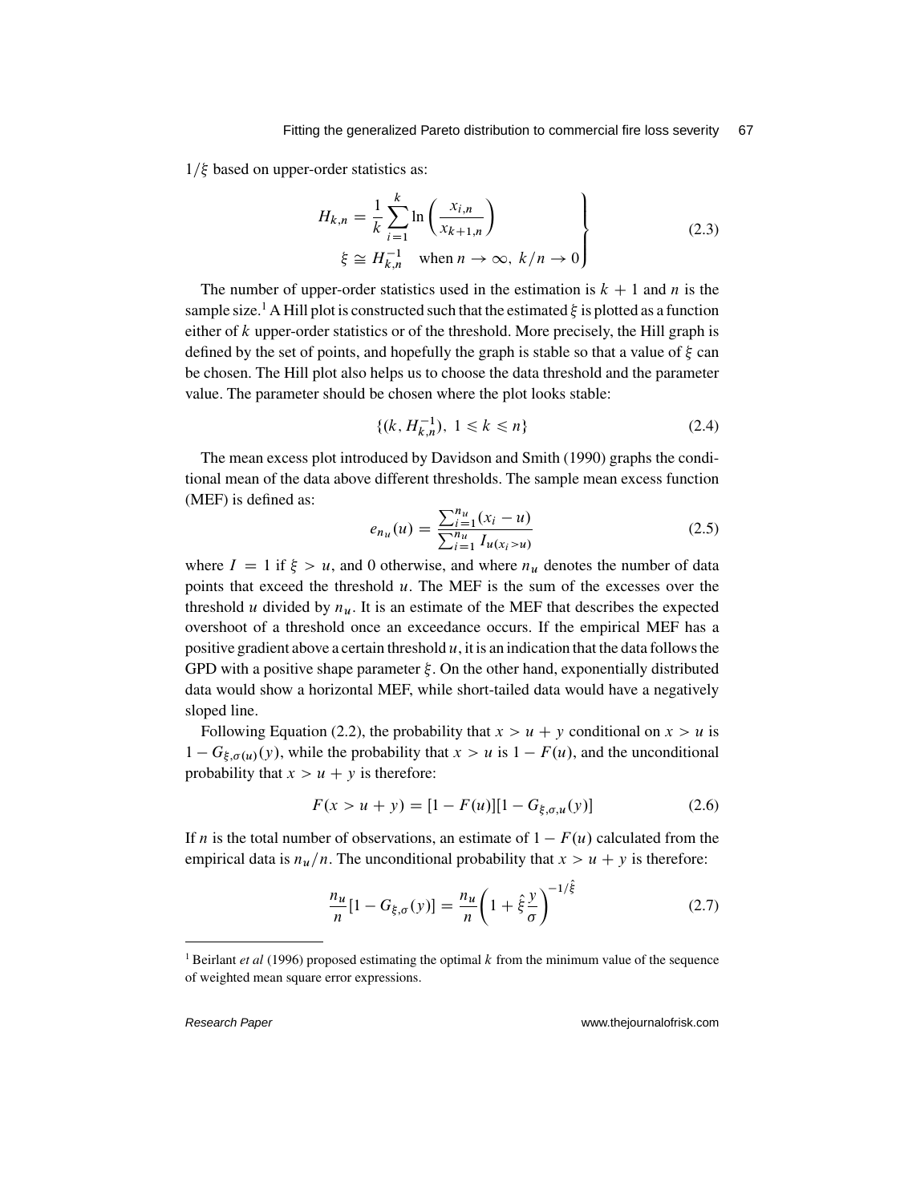$1/\xi$ based on upper-order statistics as:

$$\left.\begin{aligned} H_{k,n} &= \frac{1}{k}\sum_{i=1}^{k} \ln\left(\frac{x_{i,n}}{x_{k+1,n}}\right) \\ \xi &\cong H_{k,n}^{-1} \quad \text{when } n \to \infty,\ k/n \to 0 \end{aligned}\right\} \tag{2.3}$$

The number of upper-order statistics used in the estimation is $k + 1$ and $n$ is the sample size.[1] A Hill plot is constructed such that the estimated $\xi$ is plotted as a function either of $k$ upper-order statistics or of the threshold. More precisely, the Hill graph is defined by the set of points, and hopefully the graph is stable so that a value of $\xi$ can be chosen. The Hill plot also helps us to choose the data threshold and the parameter value. The parameter should be chosen where the plot looks stable:

$$\{(k, H_{k,n}^{-1}),\ 1 \leqslant k \leqslant n\} \tag{2.4}$$

The mean excess plot introduced by Davidson and Smith (1990) graphs the conditional mean of the data above different thresholds. The sample mean excess function (MEF) is defined as:

$$e_{n_u}(u) = \frac{\sum_{i=1}^{n_u}(x_i - u)}{\sum_{i=1}^{n_u} I_{u(x_i > u)}} \tag{2.5}$$

where $I = 1$ if $\xi > u$, and 0 otherwise, and where $n_u$ denotes the number of data points that exceed the threshold $u$. The MEF is the sum of the excesses over the threshold $u$ divided by $n_u$. It is an estimate of the MEF that describes the expected overshoot of a threshold once an exceedance occurs. If the empirical MEF has a positive gradient above a certain threshold $u$, it is an indication that the data follows the GPD with a positive shape parameter $\xi$. On the other hand, exponentially distributed data would show a horizontal MEF, while short-tailed data would have a negatively sloped line.

Following Equation (2.2), the probability that $x > u + y$ conditional on $x > u$ is $1 - G_{\xi,\sigma(u)}(y)$, while the probability that $x > u$ is $1 - F(u)$, and the unconditional probability that $x > u + y$ is therefore:

$$F(x > u + y) = [1 - F(u)][1 - G_{\xi,\sigma,u}(y)] \tag{2.6}$$

If $n$ is the total number of observations, an estimate of $1 - F(u)$ calculated from the empirical data is $n_u/n$. The unconditional probability that $x > u + y$ is therefore:

$$\frac{n_u}{n}[1 - G_{\xi,\sigma}(y)] = \frac{n_u}{n}\left(1 + \hat{\xi}\frac{y}{\sigma}\right)^{-1/\hat{\xi}} \tag{2.7}$$

---

[1] Beirlant *et al* (1996) proposed estimating the optimal $k$ from the minimum value of the sequence of weighted mean square error expressions.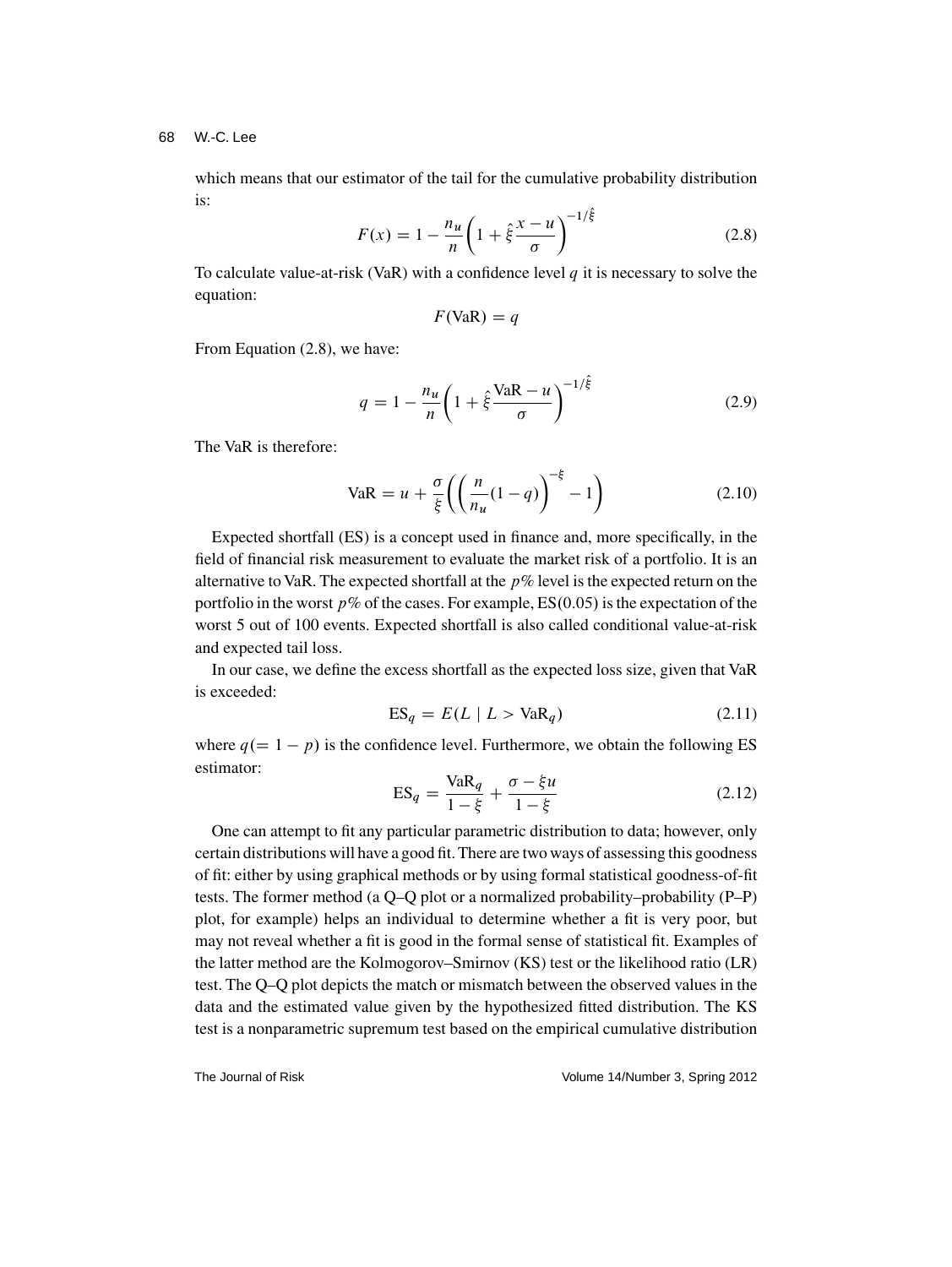which means that our estimator of the tail for the cumulative probability distribution is:

$$F(x) = 1 - \frac{n_u}{n}\left(1 + \hat{\xi}\frac{x-u}{\sigma}\right)^{-1/\hat{\xi}} \tag{2.8}$$

To calculate value-at-risk (VaR) with a confidence level $q$ it is necessary to solve the equation:

$$F(\text{VaR}) = q$$

From Equation (2.8), we have:

$$q = 1 - \frac{n_u}{n}\left(1 + \hat{\xi}\frac{\text{VaR}-u}{\sigma}\right)^{-1/\hat{\xi}} \tag{2.9}$$

The VaR is therefore:

$$\text{VaR} = u + \frac{\sigma}{\xi}\left(\left(\frac{n}{n_u}(1-q)\right)^{-\xi} - 1\right) \tag{2.10}$$

Expected shortfall (ES) is a concept used in finance and, more specifically, in the field of financial risk measurement to evaluate the market risk of a portfolio. It is an alternative to VaR. The expected shortfall at the $p$% level is the expected return on the portfolio in the worst $p$% of the cases. For example, ES(0.05) is the expectation of the worst 5 out of 100 events. Expected shortfall is also called conditional value-at-risk and expected tail loss.

In our case, we define the excess shortfall as the expected loss size, given that VaR is exceeded:

$$\text{ES}_q = E(L \mid L > \text{VaR}_q) \tag{2.11}$$

where $q(= 1 - p)$ is the confidence level. Furthermore, we obtain the following ES estimator:

$$\text{ES}_q = \frac{\text{VaR}_q}{1-\xi} + \frac{\sigma - \xi u}{1-\xi} \tag{2.12}$$

One can attempt to fit any particular parametric distribution to data; however, only certain distributions will have a good fit. There are two ways of assessing this goodness of fit: either by using graphical methods or by using formal statistical goodness-of-fit tests. The former method (a Q–Q plot or a normalized probability–probability (P–P) plot, for example) helps an individual to determine whether a fit is very poor, but may not reveal whether a fit is good in the formal sense of statistical fit. Examples of the latter method are the Kolmogorov–Smirnov (KS) test or the likelihood ratio (LR) test. The Q–Q plot depicts the match or mismatch between the observed values in the data and the estimated value given by the hypothesized fitted distribution. The KS test is a nonparametric supremum test based on the empirical cumulative distribution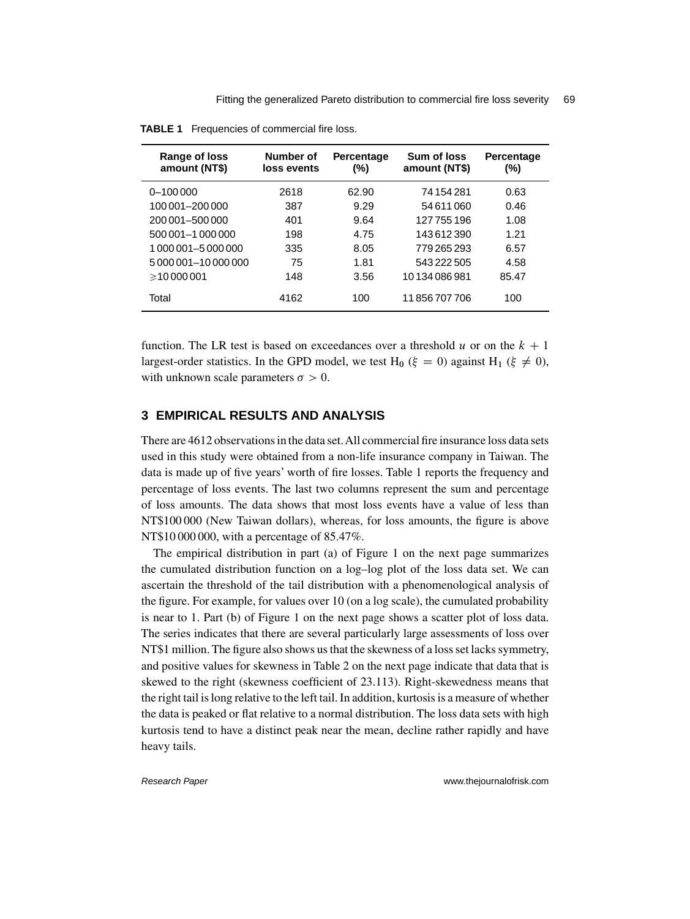**TABLE 1** Frequencies of commercial fire loss.

| Range of loss amount (NT$) | Number of loss events | Percentage (%) | Sum of loss amount (NT$) | Percentage (%) |
|---|---|---|---|---|
| 0–100 000 | 2618 | 62.90 | 74 154 281 | 0.63 |
| 100 001–200 000 | 387 | 9.29 | 54 611 060 | 0.46 |
| 200 001–500 000 | 401 | 9.64 | 127 755 196 | 1.08 |
| 500 001–1 000 000 | 198 | 4.75 | 143 612 390 | 1.21 |
| 1 000 001–5 000 000 | 335 | 8.05 | 779 265 293 | 6.57 |
| 5 000 001–10 000 000 | 75 | 1.81 | 543 222 505 | 4.58 |
| $\geqslant$10 000 001 | 148 | 3.56 | 10 134 086 981 | 85.47 |
| Total | 4162 | 100 | 11 856 707 706 | 100 |

function. The LR test is based on exceedances over a threshold $u$ or on the $k + 1$ largest-order statistics. In the GPD model, we test $H_0$ ($\xi = 0$) against $H_1$ ($\xi \neq 0$), with unknown scale parameters $\sigma > 0$.

## 3 EMPIRICAL RESULTS AND ANALYSIS

There are 4612 observations in the data set. All commercial fire insurance loss data sets used in this study were obtained from a non-life insurance company in Taiwan. The data is made up of five years' worth of fire losses. Table 1 reports the frequency and percentage of loss events. The last two columns represent the sum and percentage of loss amounts. The data shows that most loss events have a value of less than NT$100 000 (New Taiwan dollars), whereas, for loss amounts, the figure is above NT$10 000 000, with a percentage of 85.47%.

The empirical distribution in part (a) of Figure 1 on the next page summarizes the cumulated distribution function on a log–log plot of the loss data set. We can ascertain the threshold of the tail distribution with a phenomenological analysis of the figure. For example, for values over 10 (on a log scale), the cumulated probability is near to 1. Part (b) of Figure 1 on the next page shows a scatter plot of loss data. The series indicates that there are several particularly large assessments of loss over NT$1 million. The figure also shows us that the skewness of a loss set lacks symmetry, and positive values for skewness in Table 2 on the next page indicate that data that is skewed to the right (skewness coefficient of 23.113). Right-skewedness means that the right tail is long relative to the left tail. In addition, kurtosis is a measure of whether the data is peaked or flat relative to a normal distribution. The loss data sets with high kurtosis tend to have a distinct peak near the mean, decline rather rapidly and have heavy tails.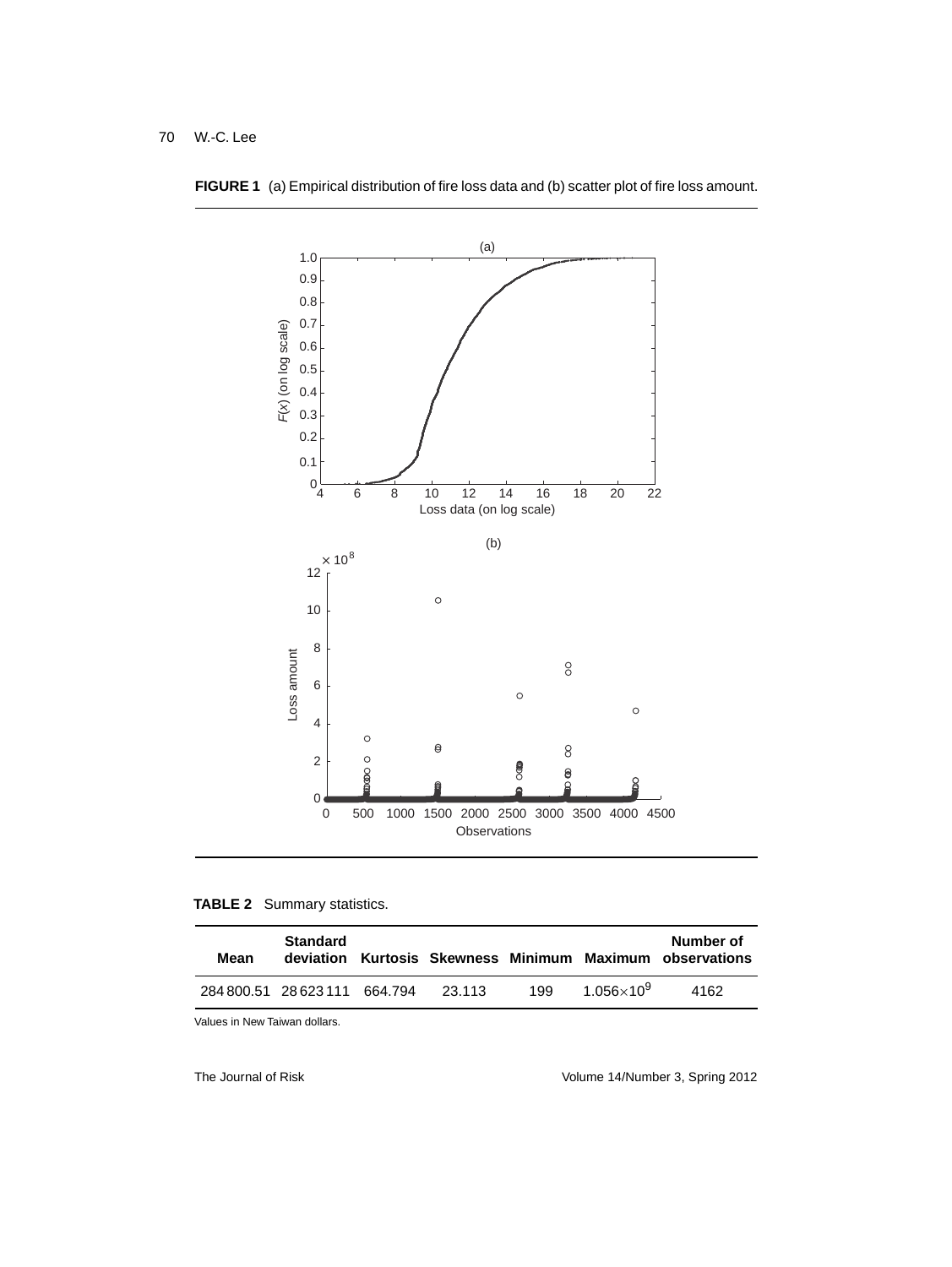**FIGURE 1** (a) Empirical distribution of fire loss data and (b) scatter plot of fire loss amount.

**TABLE 2** Summary statistics.

| Mean | Standard deviation | Kurtosis | Skewness | Minimum | Maximum | Number of observations |
|---|---|---|---|---|---|---|
| 284 800.51 | 28 623 111 | 664.794 | 23.113 | 199 | $1.056 \times 10^9$ | 4162 |

Values in New Taiwan dollars.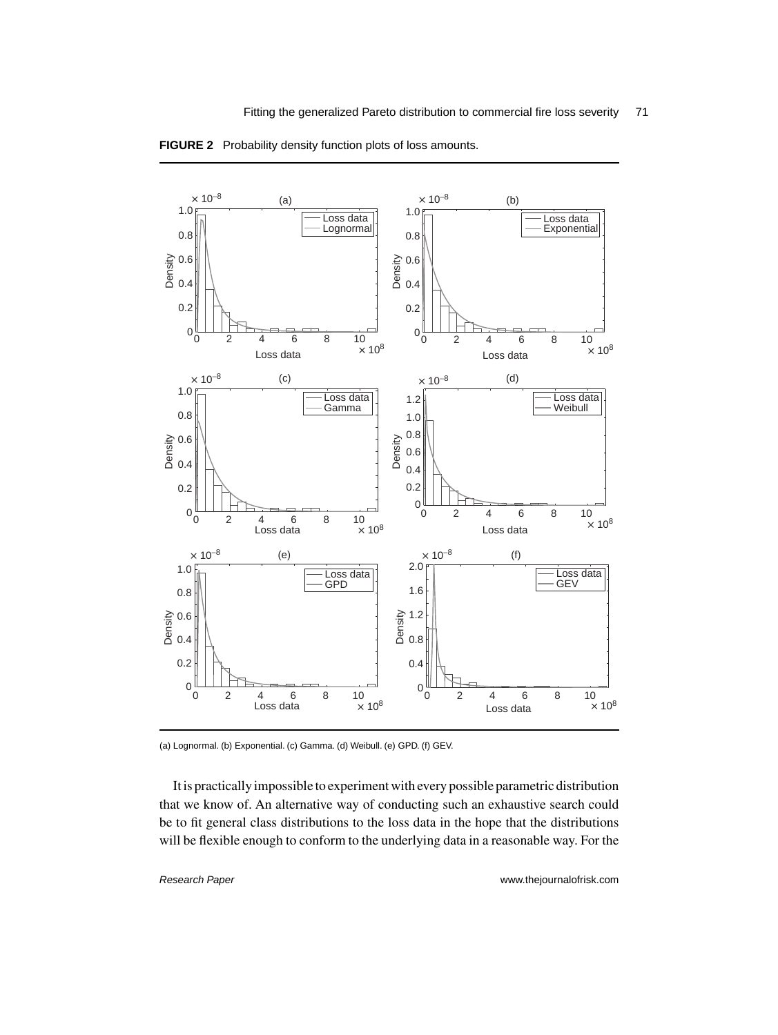**FIGURE 2** Probability density function plots of loss amounts.

(a) Lognormal. (b) Exponential. (c) Gamma. (d) Weibull. (e) GPD. (f) GEV.

It is practically impossible to experiment with every possible parametric distribution that we know of. An alternative way of conducting such an exhaustive search could be to fit general class distributions to the loss data in the hope that the distributions will be flexible enough to conform to the underlying data in a reasonable way. For the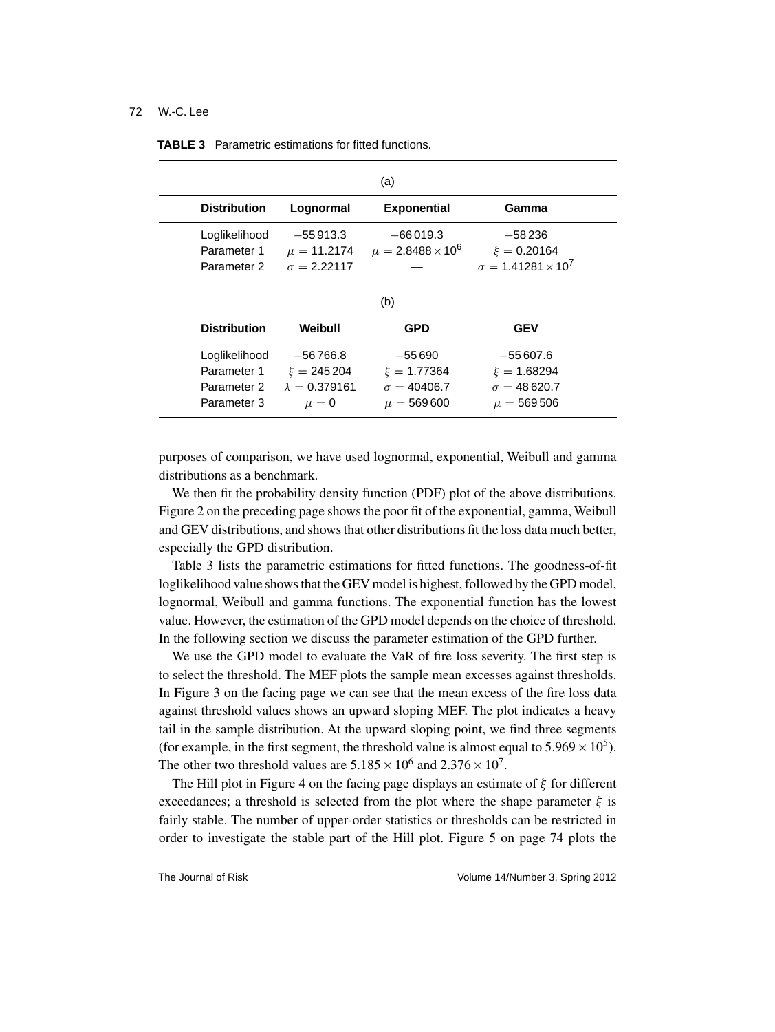**TABLE 3** Parametric estimations for fitted functions.

(a)

| Distribution | Lognormal | Exponential | Gamma |
|---|---|---|---|
| Loglikelihood | −55 913.3 | −66 019.3 | −58 236 |
| Parameter 1 | $\mu = 11.2174$ | $\mu = 2.8488 \times 10^6$ | $\xi = 0.20164$ |
| Parameter 2 | $\sigma = 2.22117$ | — | $\sigma = 1.41281 \times 10^7$ |

(b)

| Distribution | Weibull | GPD | GEV |
|---|---|---|---|
| Loglikelihood | −56 766.8 | −55 690 | −55 607.6 |
| Parameter 1 | $\xi = 245\,204$ | $\xi = 1.77364$ | $\xi = 1.68294$ |
| Parameter 2 | $\lambda = 0.379161$ | $\sigma = 40406.7$ | $\sigma = 48\,620.7$ |
| Parameter 3 | $\mu = 0$ | $\mu = 569\,600$ | $\mu = 569\,506$ |

purposes of comparison, we have used lognormal, exponential, Weibull and gamma distributions as a benchmark.

We then fit the probability density function (PDF) plot of the above distributions. Figure 2 on the preceding page shows the poor fit of the exponential, gamma, Weibull and GEV distributions, and shows that other distributions fit the loss data much better, especially the GPD distribution.

Table 3 lists the parametric estimations for fitted functions. The goodness-of-fit loglikelihood value shows that the GEV model is highest, followed by the GPD model, lognormal, Weibull and gamma functions. The exponential function has the lowest value. However, the estimation of the GPD model depends on the choice of threshold. In the following section we discuss the parameter estimation of the GPD further.

We use the GPD model to evaluate the VaR of fire loss severity. The first step is to select the threshold. The MEF plots the sample mean excesses against thresholds. In Figure 3 on the facing page we can see that the mean excess of the fire loss data against threshold values shows an upward sloping MEF. The plot indicates a heavy tail in the sample distribution. At the upward sloping point, we find three segments (for example, in the first segment, the threshold value is almost equal to $5.969 \times 10^5$). The other two threshold values are $5.185 \times 10^6$ and $2.376 \times 10^7$.

The Hill plot in Figure 4 on the facing page displays an estimate of $\xi$ for different exceedances; a threshold is selected from the plot where the shape parameter $\xi$ is fairly stable. The number of upper-order statistics or thresholds can be restricted in order to investigate the stable part of the Hill plot. Figure 5 on page 74 plots the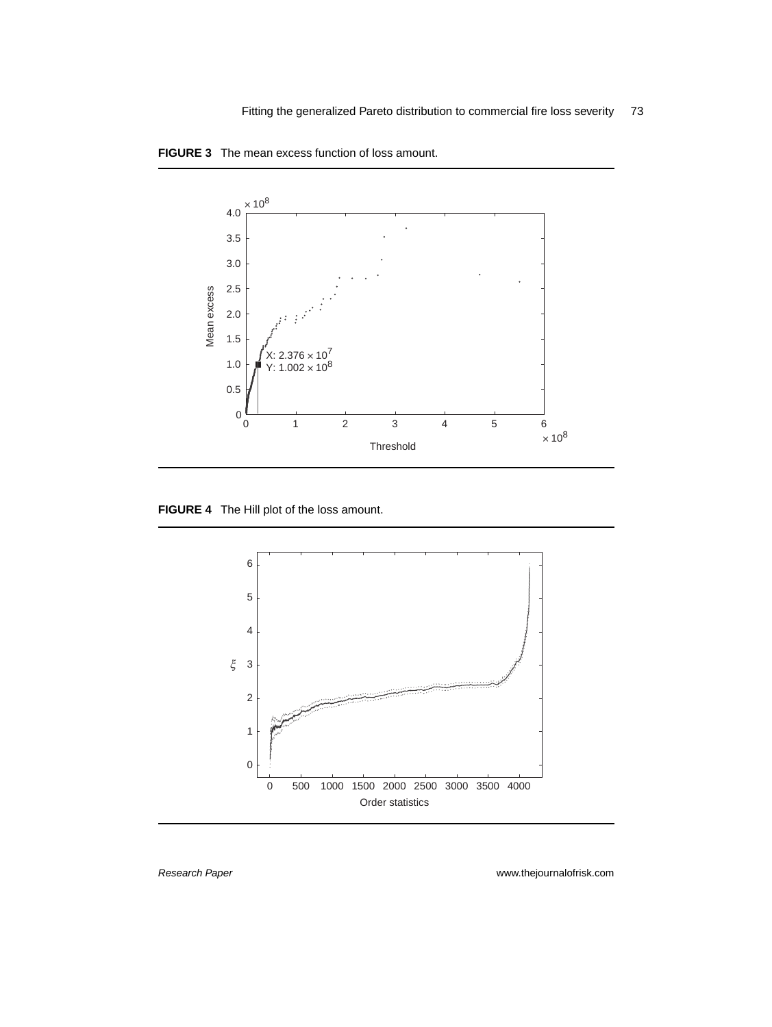**FIGURE 3** The mean excess function of loss amount.

**FIGURE 4** The Hill plot of the loss amount.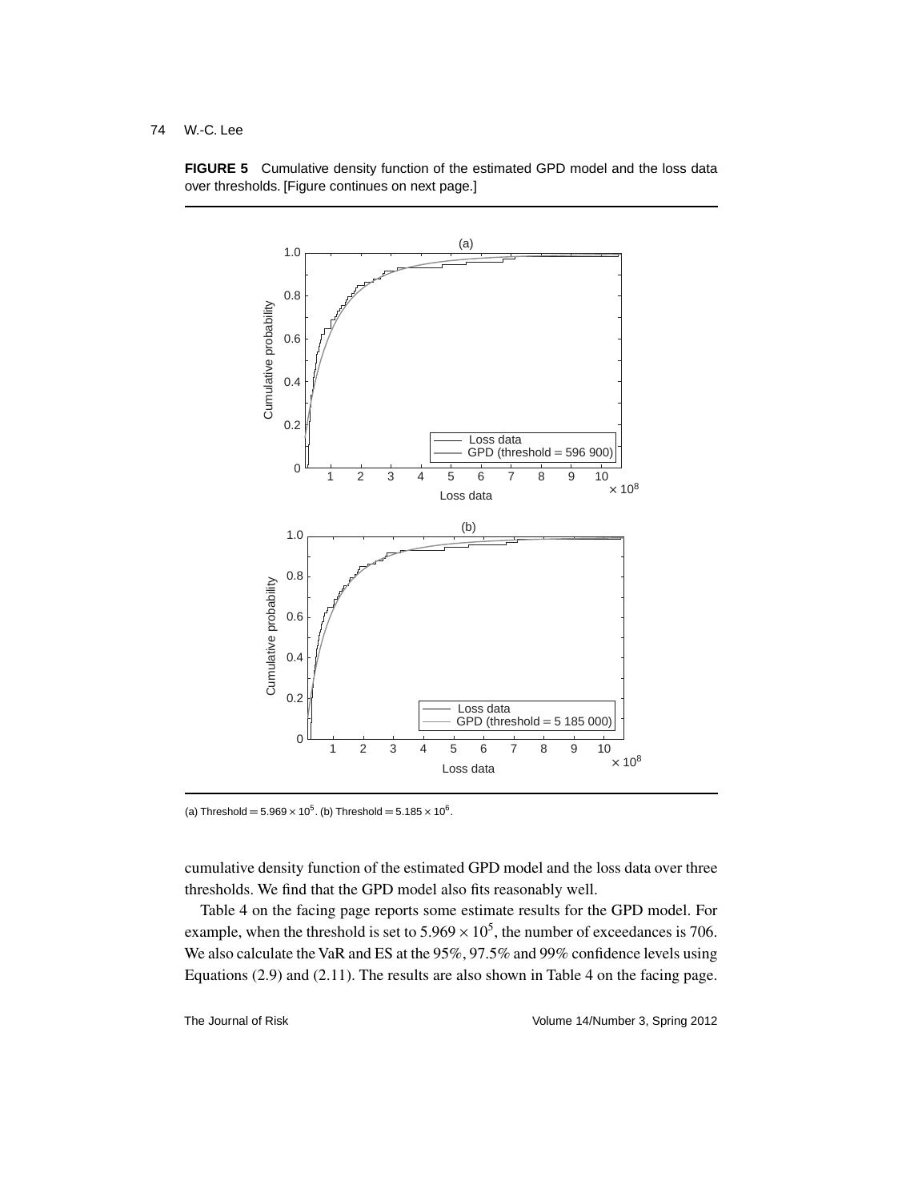**FIGURE 5** Cumulative density function of the estimated GPD model and the loss data over thresholds. [Figure continues on next page.]

(a) Threshold = $5.969 \times 10^5$. (b) Threshold = $5.185 \times 10^6$.

cumulative density function of the estimated GPD model and the loss data over three thresholds. We find that the GPD model also fits reasonably well.

Table 4 on the facing page reports some estimate results for the GPD model. For example, when the threshold is set to $5.969 \times 10^5$, the number of exceedances is 706. We also calculate the VaR and ES at the 95%, 97.5% and 99% confidence levels using Equations (2.9) and (2.11). The results are also shown in Table 4 on the facing page.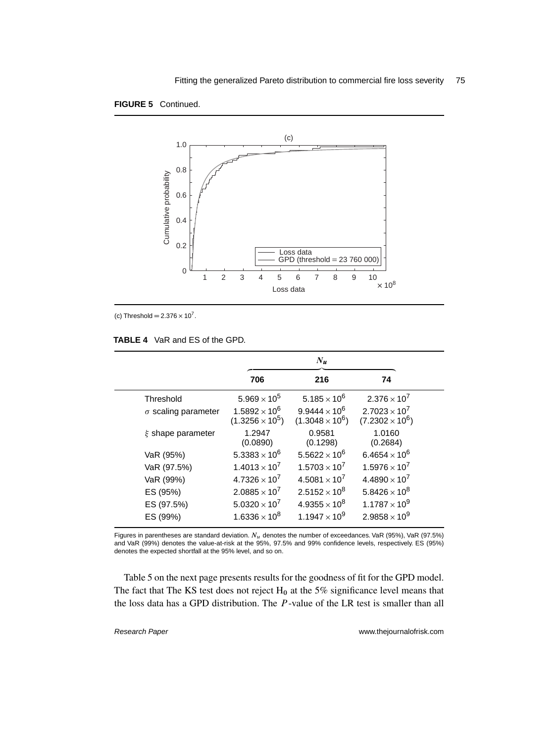**FIGURE 5** Continued.

(c) Threshold $= 2.376 \times 10^7$.

**TABLE 4** VaR and ES of the GPD.

| | $N_u$ | | |
|---|---|---|---|
| | **706** | **216** | **74** |
| Threshold | $5.969 \times 10^5$ | $5.185 \times 10^6$ | $2.376 \times 10^7$ |
| $\sigma$ scaling parameter | $1.5892 \times 10^6$ $(1.3256 \times 10^5)$ | $9.9444 \times 10^6$ $(1.3048 \times 10^6)$ | $2.7023 \times 10^7$ $(7.2302 \times 10^6)$ |
| $\xi$ shape parameter | 1.2947 (0.0890) | 0.9581 (0.1298) | 1.0160 (0.2684) |
| VaR (95%) | $5.3383 \times 10^6$ | $5.5622 \times 10^6$ | $6.4654 \times 10^6$ |
| VaR (97.5%) | $1.4013 \times 10^7$ | $1.5703 \times 10^7$ | $1.5976 \times 10^7$ |
| VaR (99%) | $4.7326 \times 10^7$ | $4.5081 \times 10^7$ | $4.4890 \times 10^7$ |
| ES (95%) | $2.0885 \times 10^7$ | $2.5152 \times 10^8$ | $5.8426 \times 10^8$ |
| ES (97.5%) | $5.0320 \times 10^7$ | $4.9355 \times 10^8$ | $1.1787 \times 10^9$ |
| ES (99%) | $1.6336 \times 10^8$ | $1.1947 \times 10^9$ | $2.9858 \times 10^9$ |

Figures in parentheses are standard deviation. $N_u$ denotes the number of exceedances. VaR (95%), VaR (97.5%) and VaR (99%) denotes the value-at-risk at the 95%, 97.5% and 99% confidence levels, respectively. ES (95%) denotes the expected shortfall at the 95% level, and so on.

Table 5 on the next page presents results for the goodness of fit for the GPD model. The fact that The KS test does not reject $H_0$ at the 5% significance level means that the loss data has a GPD distribution. The $P$-value of the LR test is smaller than all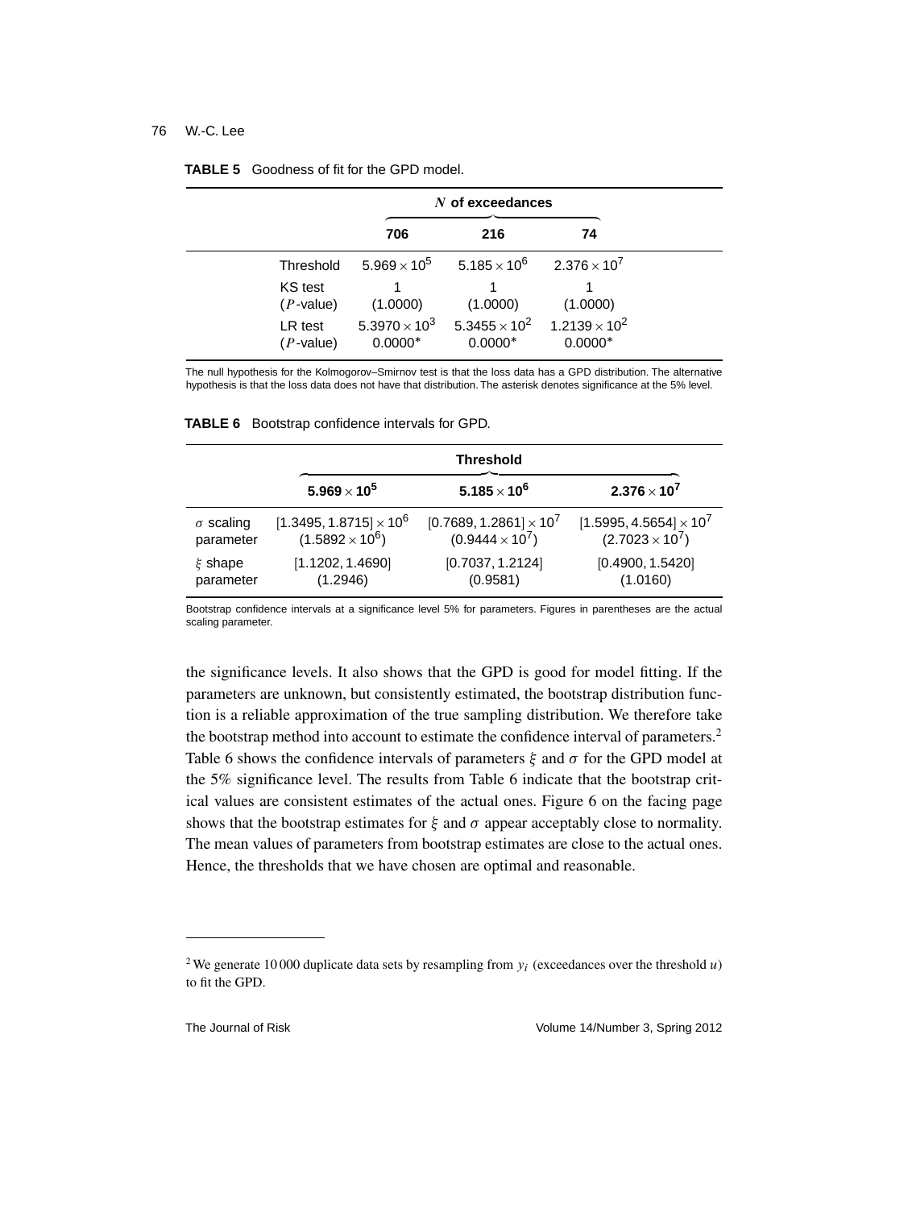**TABLE 5** Goodness of fit for the GPD model.

| | $N$ of exceedances | | |
|---|---|---|---|
| | **706** | **216** | **74** |
| Threshold | $5.969 \times 10^5$ | $5.185 \times 10^6$ | $2.376 \times 10^7$ |
| KS test ($P$-value) | 1 (1.0000) | 1 (1.0000) | 1 (1.0000) |
| LR test ($P$-value) | $5.3970 \times 10^3$ 0.0000* | $5.3455 \times 10^2$ 0.0000* | $1.2139 \times 10^2$ 0.0000* |

The null hypothesis for the Kolmogorov–Smirnov test is that the loss data has a GPD distribution. The alternative hypothesis is that the loss data does not have that distribution. The asterisk denotes significance at the 5% level.

**TABLE 6** Bootstrap confidence intervals for GPD.

| | Threshold | | |
|---|---|---|---|
| | $\mathbf{5.969 \times 10^5}$ | $\mathbf{5.185 \times 10^6}$ | $\mathbf{2.376 \times 10^7}$ |
| $\sigma$ scaling parameter | $[1.3495, 1.8715] \times 10^6$ $(1.5892 \times 10^6)$ | $[0.7689, 1.2861] \times 10^7$ $(0.9444 \times 10^7)$ | $[1.5995, 4.5654] \times 10^7$ $(2.7023 \times 10^7)$ |
| $\xi$ shape parameter | [1.1202, 1.4690] (1.2946) | [0.7037, 1.2124] (0.9581) | [0.4900, 1.5420] (1.0160) |

Bootstrap confidence intervals at a significance level 5% for parameters. Figures in parentheses are the actual scaling parameter.

the significance levels. It also shows that the GPD is good for model fitting. If the parameters are unknown, but consistently estimated, the bootstrap distribution function is a reliable approximation of the true sampling distribution. We therefore take the bootstrap method into account to estimate the confidence interval of parameters.[2] Table 6 shows the confidence intervals of parameters $\xi$ and $\sigma$ for the GPD model at the 5% significance level. The results from Table 6 indicate that the bootstrap critical values are consistent estimates of the actual ones. Figure 6 on the facing page shows that the bootstrap estimates for $\xi$ and $\sigma$ appear acceptably close to normality. The mean values of parameters from bootstrap estimates are close to the actual ones. Hence, the thresholds that we have chosen are optimal and reasonable.

---

[2] We generate 10 000 duplicate data sets by resampling from $y_i$ (exceedances over the threshold $u$) to fit the GPD.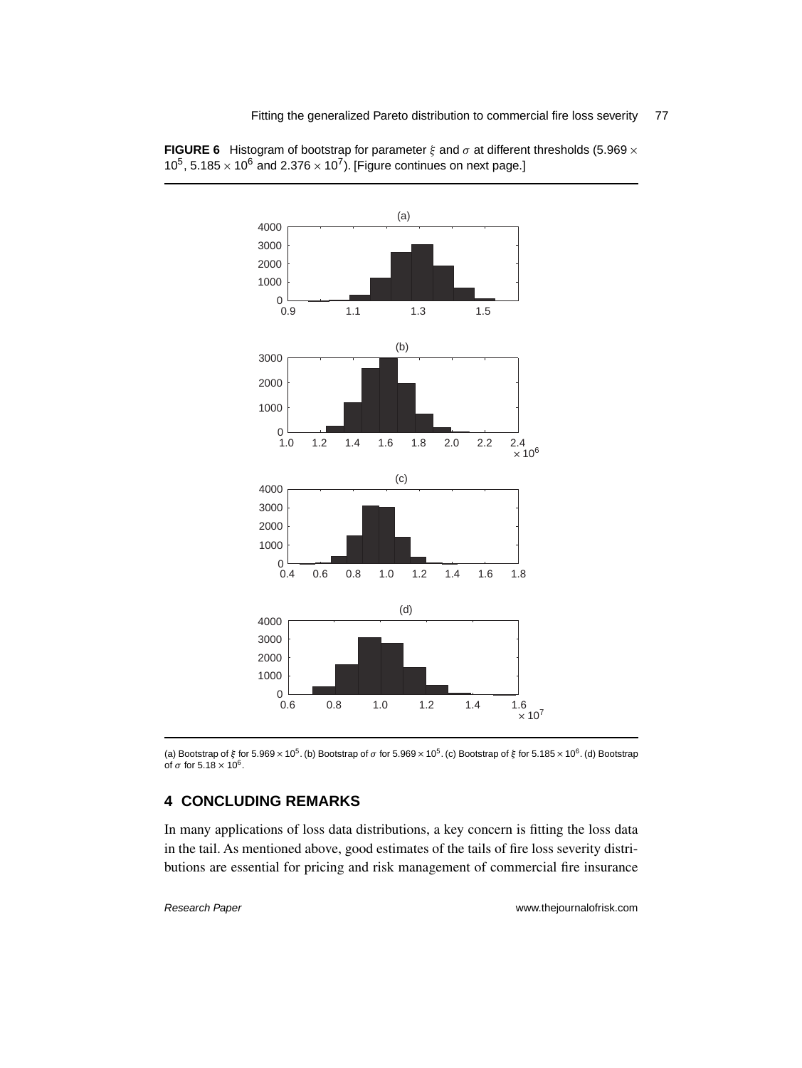**FIGURE 6** Histogram of bootstrap for parameter $\xi$ and $\sigma$ at different thresholds ($5.969 \times 10^5$, $5.185 \times 10^6$ and $2.376 \times 10^7$). [Figure continues on next page.]

(a) Bootstrap of $\xi$ for $5.969 \times 10^5$. (b) Bootstrap of $\sigma$ for $5.969 \times 10^5$. (c) Bootstrap of $\xi$ for $5.185 \times 10^6$. (d) Bootstrap of $\sigma$ for $5.18 \times 10^6$.

## 4 CONCLUDING REMARKS

In many applications of loss data distributions, a key concern is fitting the loss data in the tail. As mentioned above, good estimates of the tails of fire loss severity distributions are essential for pricing and risk management of commercial fire insurance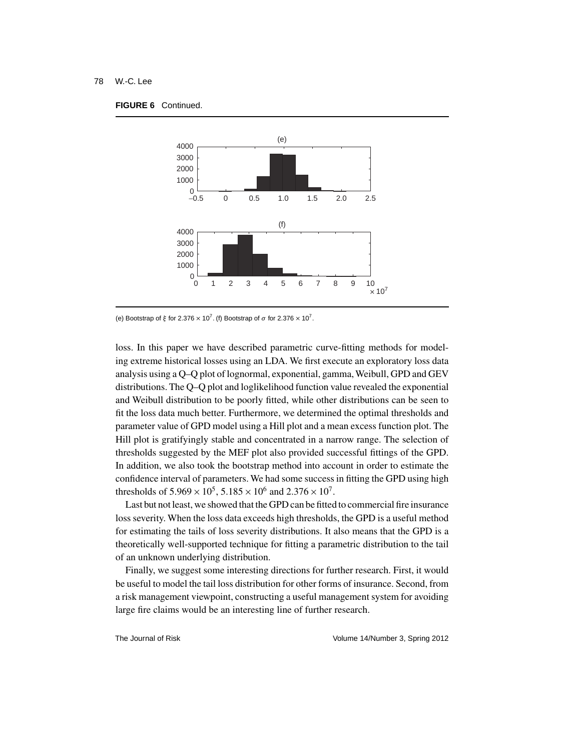**FIGURE 6** Continued.

(e) Bootstrap of $\xi$ for $2.376 \times 10^7$. (f) Bootstrap of $\sigma$ for $2.376 \times 10^7$.

loss. In this paper we have described parametric curve-fitting methods for modeling extreme historical losses using an LDA. We first execute an exploratory loss data analysis using a Q–Q plot of lognormal, exponential, gamma, Weibull, GPD and GEV distributions. The Q–Q plot and loglikelihood function value revealed the exponential and Weibull distribution to be poorly fitted, while other distributions can be seen to fit the loss data much better. Furthermore, we determined the optimal thresholds and parameter value of GPD model using a Hill plot and a mean excess function plot. The Hill plot is gratifyingly stable and concentrated in a narrow range. The selection of thresholds suggested by the MEF plot also provided successful fittings of the GPD. In addition, we also took the bootstrap method into account in order to estimate the confidence interval of parameters. We had some success in fitting the GPD using high thresholds of $5.969 \times 10^5$, $5.185 \times 10^6$ and $2.376 \times 10^7$.

Last but not least, we showed that the GPD can be fitted to commercial fire insurance loss severity. When the loss data exceeds high thresholds, the GPD is a useful method for estimating the tails of loss severity distributions. It also means that the GPD is a theoretically well-supported technique for fitting a parametric distribution to the tail of an unknown underlying distribution.

Finally, we suggest some interesting directions for further research. First, it would be useful to model the tail loss distribution for other forms of insurance. Second, from a risk management viewpoint, constructing a useful management system for avoiding large fire claims would be an interesting line of further research.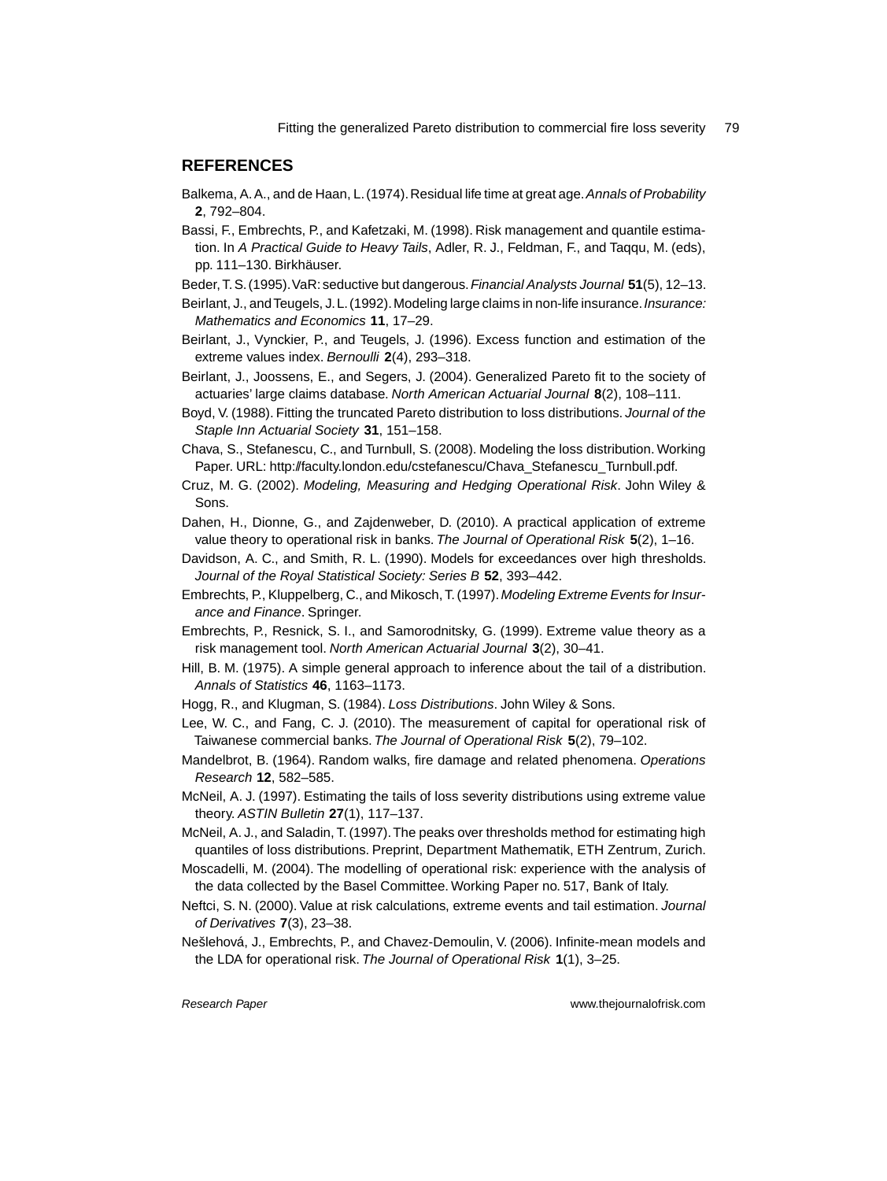## REFERENCES

Balkema, A. A., and de Haan, L. (1974). Residual life time at great age. *Annals of Probability* **2**, 792–804.

Bassi, F., Embrechts, P., and Kafetzaki, M. (1998). Risk management and quantile estimation. In *A Practical Guide to Heavy Tails*, Adler, R. J., Feldman, F., and Taqqu, M. (eds), pp. 111–130. Birkhäuser.

Beder, T. S. (1995). VaR: seductive but dangerous. *Financial Analysts Journal* **51**(5), 12–13.

Beirlant, J., and Teugels, J. L. (1992). Modeling large claims in non-life insurance. *Insurance: Mathematics and Economics* **11**, 17–29.

Beirlant, J., Vynckier, P., and Teugels, J. (1996). Excess function and estimation of the extreme values index. *Bernoulli* **2**(4), 293–318.

Beirlant, J., Joossens, E., and Segers, J. (2004). Generalized Pareto fit to the society of actuaries' large claims database. *North American Actuarial Journal* **8**(2), 108–111.

Boyd, V. (1988). Fitting the truncated Pareto distribution to loss distributions. *Journal of the Staple Inn Actuarial Society* **31**, 151–158.

Chava, S., Stefanescu, C., and Turnbull, S. (2008). Modeling the loss distribution. Working Paper. URL: http://faculty.london.edu/cstefanescu/Chava_Stefanescu_Turnbull.pdf.

Cruz, M. G. (2002). *Modeling, Measuring and Hedging Operational Risk*. John Wiley & Sons.

Dahen, H., Dionne, G., and Zajdenweber, D. (2010). A practical application of extreme value theory to operational risk in banks. *The Journal of Operational Risk* **5**(2), 1–16.

Davidson, A. C., and Smith, R. L. (1990). Models for exceedances over high thresholds. *Journal of the Royal Statistical Society: Series B* **52**, 393–442.

Embrechts, P., Kluppelberg, C., and Mikosch, T. (1997). *Modeling Extreme Events for Insurance and Finance*. Springer.

Embrechts, P., Resnick, S. I., and Samorodnitsky, G. (1999). Extreme value theory as a risk management tool. *North American Actuarial Journal* **3**(2), 30–41.

Hill, B. M. (1975). A simple general approach to inference about the tail of a distribution. *Annals of Statistics* **46**, 1163–1173.

Hogg, R., and Klugman, S. (1984). *Loss Distributions*. John Wiley & Sons.

Lee, W. C., and Fang, C. J. (2010). The measurement of capital for operational risk of Taiwanese commercial banks. *The Journal of Operational Risk* **5**(2), 79–102.

Mandelbrot, B. (1964). Random walks, fire damage and related phenomena. *Operations Research* **12**, 582–585.

McNeil, A. J. (1997). Estimating the tails of loss severity distributions using extreme value theory. *ASTIN Bulletin* **27**(1), 117–137.

McNeil, A. J., and Saladin, T. (1997). The peaks over thresholds method for estimating high quantiles of loss distributions. Preprint, Department Mathematik, ETH Zentrum, Zurich.

Moscadelli, M. (2004). The modelling of operational risk: experience with the analysis of the data collected by the Basel Committee. Working Paper no. 517, Bank of Italy.

Neftci, S. N. (2000). Value at risk calculations, extreme events and tail estimation. *Journal of Derivatives* **7**(3), 23–38.

Nešlehová, J., Embrechts, P., and Chavez-Demoulin, V. (2006). Infinite-mean models and the LDA for operational risk. *The Journal of Operational Risk* **1**(1), 3–25.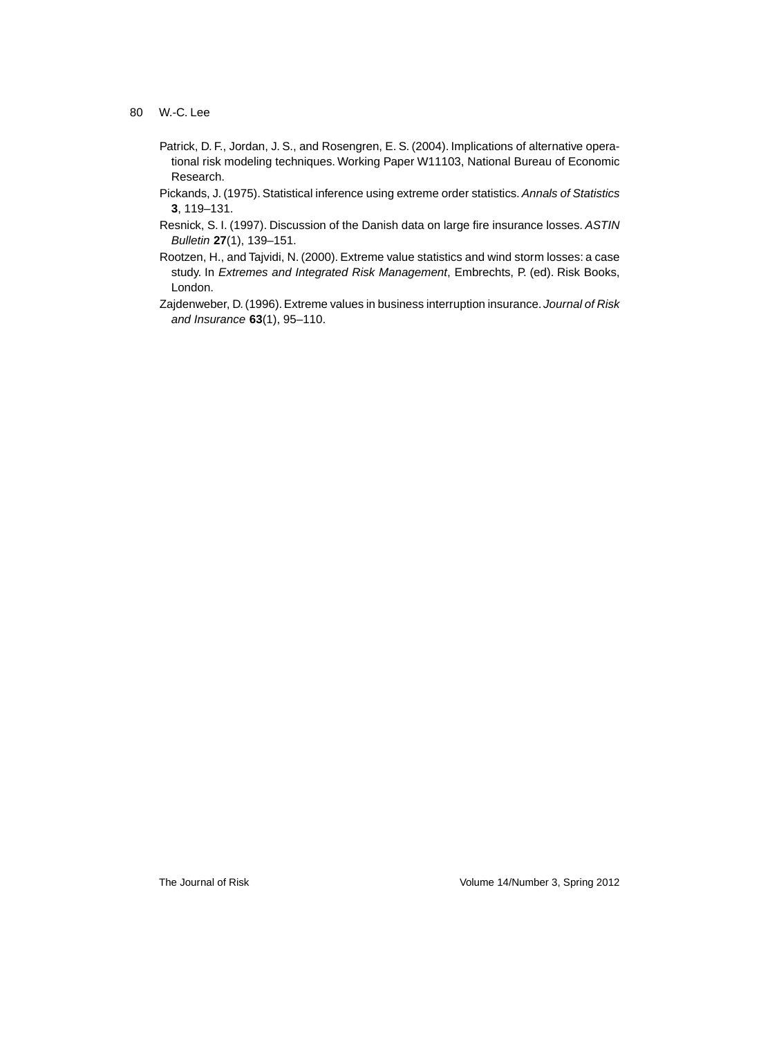Patrick, D. F., Jordan, J. S., and Rosengren, E. S. (2004). Implications of alternative operational risk modeling techniques. Working Paper W11103, National Bureau of Economic Research.

Pickands, J. (1975). Statistical inference using extreme order statistics. *Annals of Statistics* **3**, 119–131.

Resnick, S. I. (1997). Discussion of the Danish data on large fire insurance losses. *ASTIN Bulletin* **27**(1), 139–151.

Rootzen, H., and Tajvidi, N. (2000). Extreme value statistics and wind storm losses: a case study. In *Extremes and Integrated Risk Management*, Embrechts, P. (ed). Risk Books, London.

Zajdenweber, D. (1996). Extreme values in business interruption insurance. *Journal of Risk and Insurance* **63**(1), 95–110.